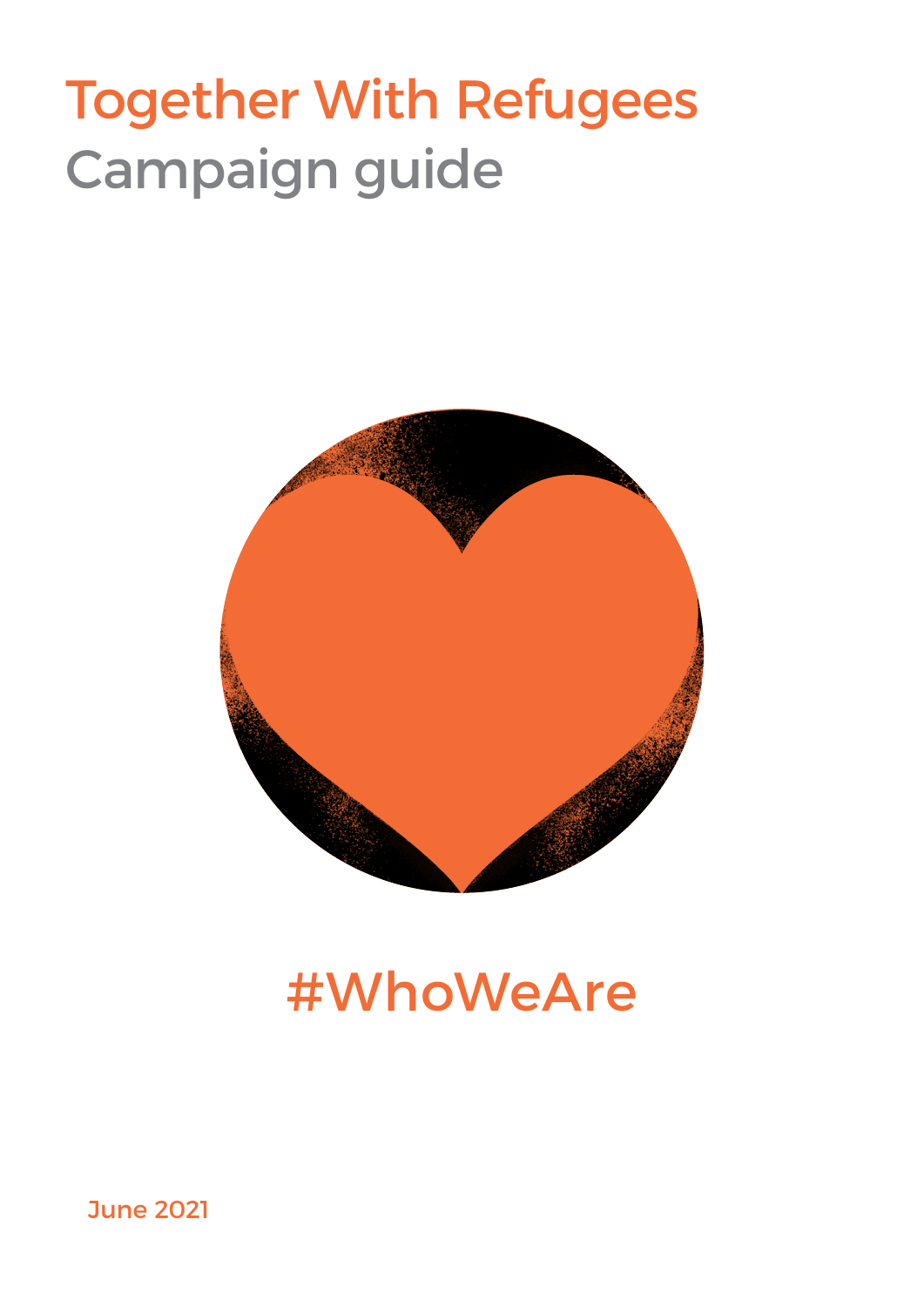# Together With Refugees

## Campaign guide

#WhoWeAre

June 2021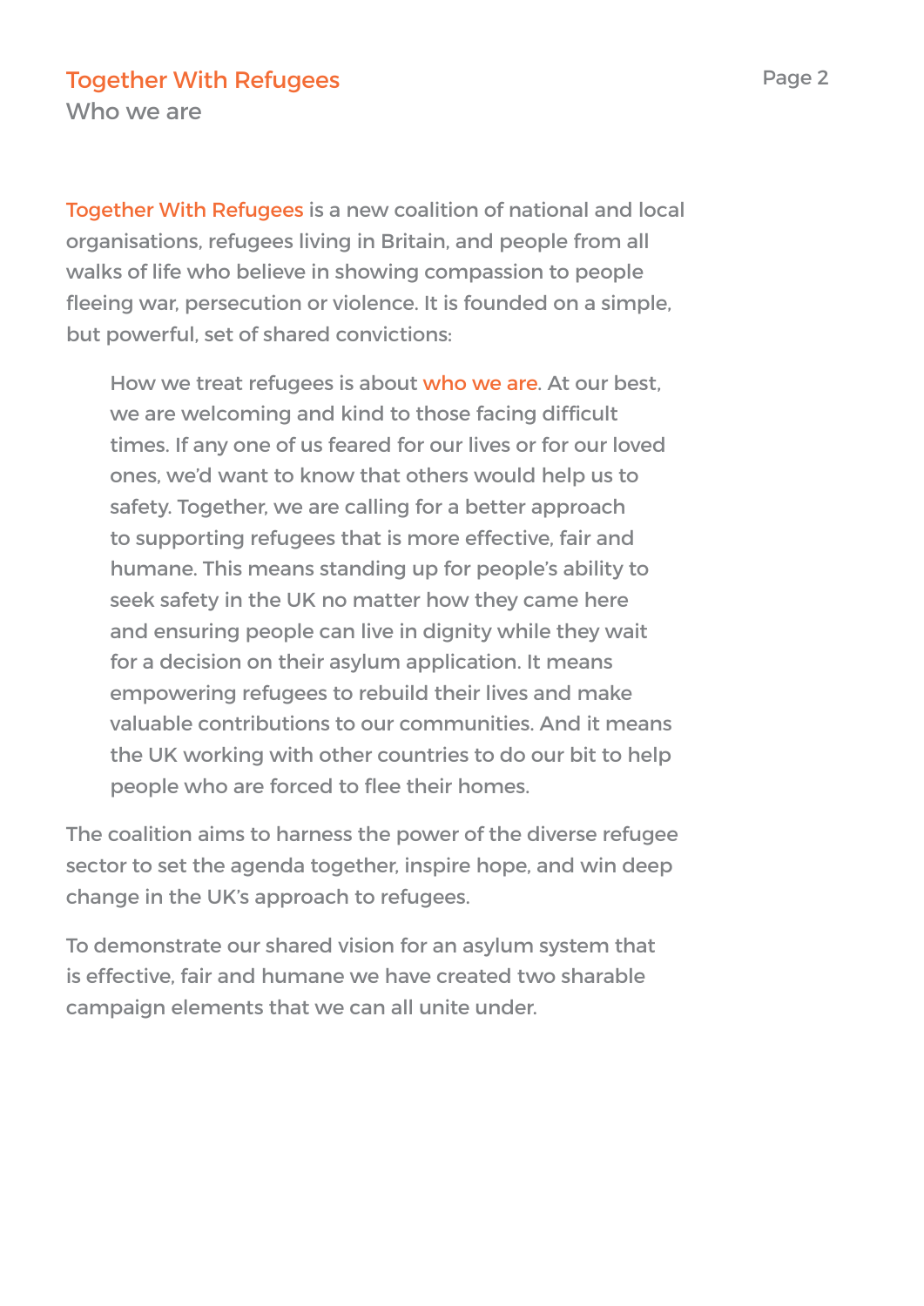# Together With Refugees

## Who we are

Together With Refugees is a new coalition of national and local organisations, refugees living in Britain, and people from all walks of life who believe in showing compassion to people fleeing war, persecution or violence. It is founded on a simple, but powerful, set of shared convictions:

> How we treat refugees is about who we are. At our best, we are welcoming and kind to those facing difficult times. If any one of us feared for our lives or for our loved ones, we'd want to know that others would help us to safety. Together, we are calling for a better approach to supporting refugees that is more effective, fair and humane. This means standing up for people's ability to seek safety in the UK no matter how they came here and ensuring people can live in dignity while they wait for a decision on their asylum application. It means empowering refugees to rebuild their lives and make valuable contributions to our communities. And it means the UK working with other countries to do our bit to help people who are forced to flee their homes.

The coalition aims to harness the power of the diverse refugee sector to set the agenda together, inspire hope, and win deep change in the UK's approach to refugees.

To demonstrate our shared vision for an asylum system that is effective, fair and humane we have created two sharable campaign elements that we can all unite under.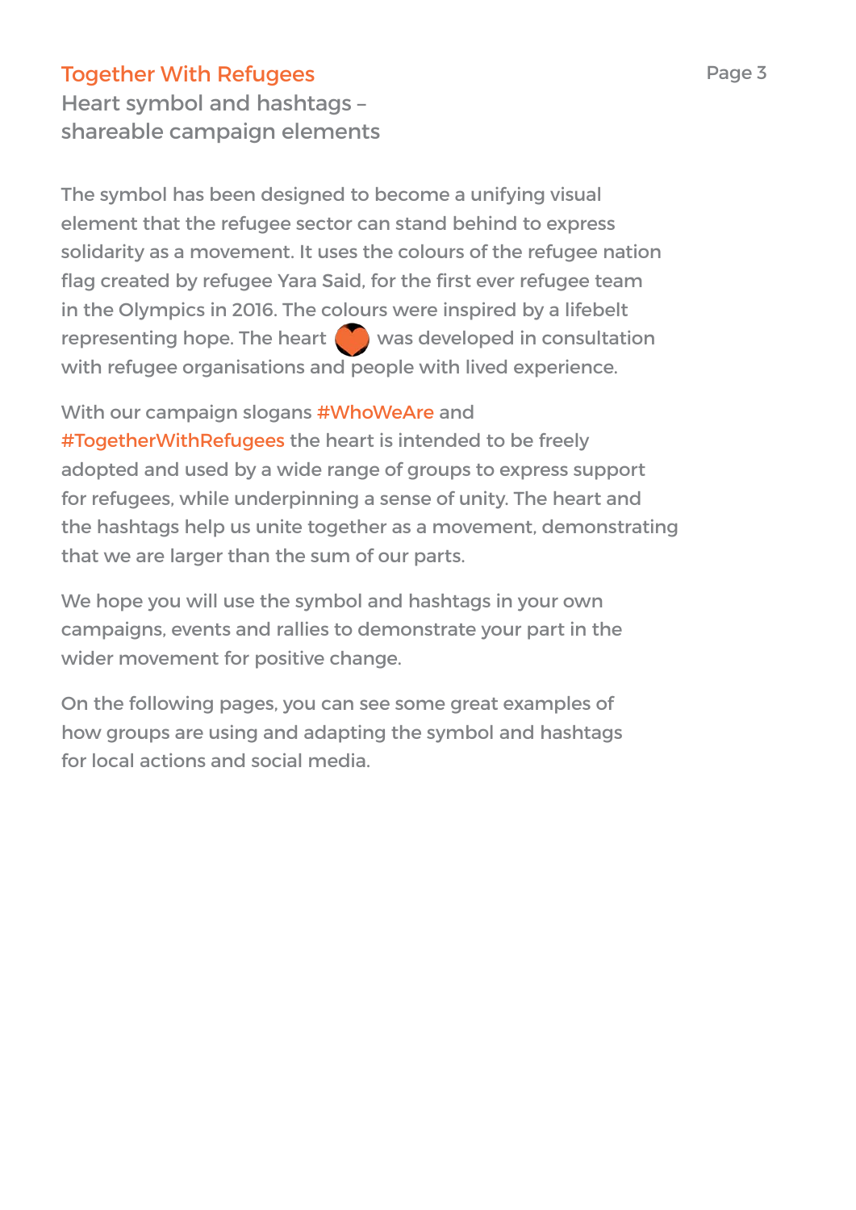# Together With Refugees

## Heart symbol and hashtags – shareable campaign elements

The symbol has been designed to become a unifying visual element that the refugee sector can stand behind to express solidarity as a movement. It uses the colours of the refugee nation flag created by refugee Yara Said, for the first ever refugee team in the Olympics in 2016. The colours were inspired by a lifebelt representing hope. The heart was developed in consultation with refugee organisations and people with lived experience.

With our campaign slogans #WhoWeAre and #TogetherWithRefugees the heart is intended to be freely adopted and used by a wide range of groups to express support for refugees, while underpinning a sense of unity. The heart and the hashtags help us unite together as a movement, demonstrating that we are larger than the sum of our parts.

We hope you will use the symbol and hashtags in your own campaigns, events and rallies to demonstrate your part in the wider movement for positive change.

On the following pages, you can see some great examples of how groups are using and adapting the symbol and hashtags for local actions and social media.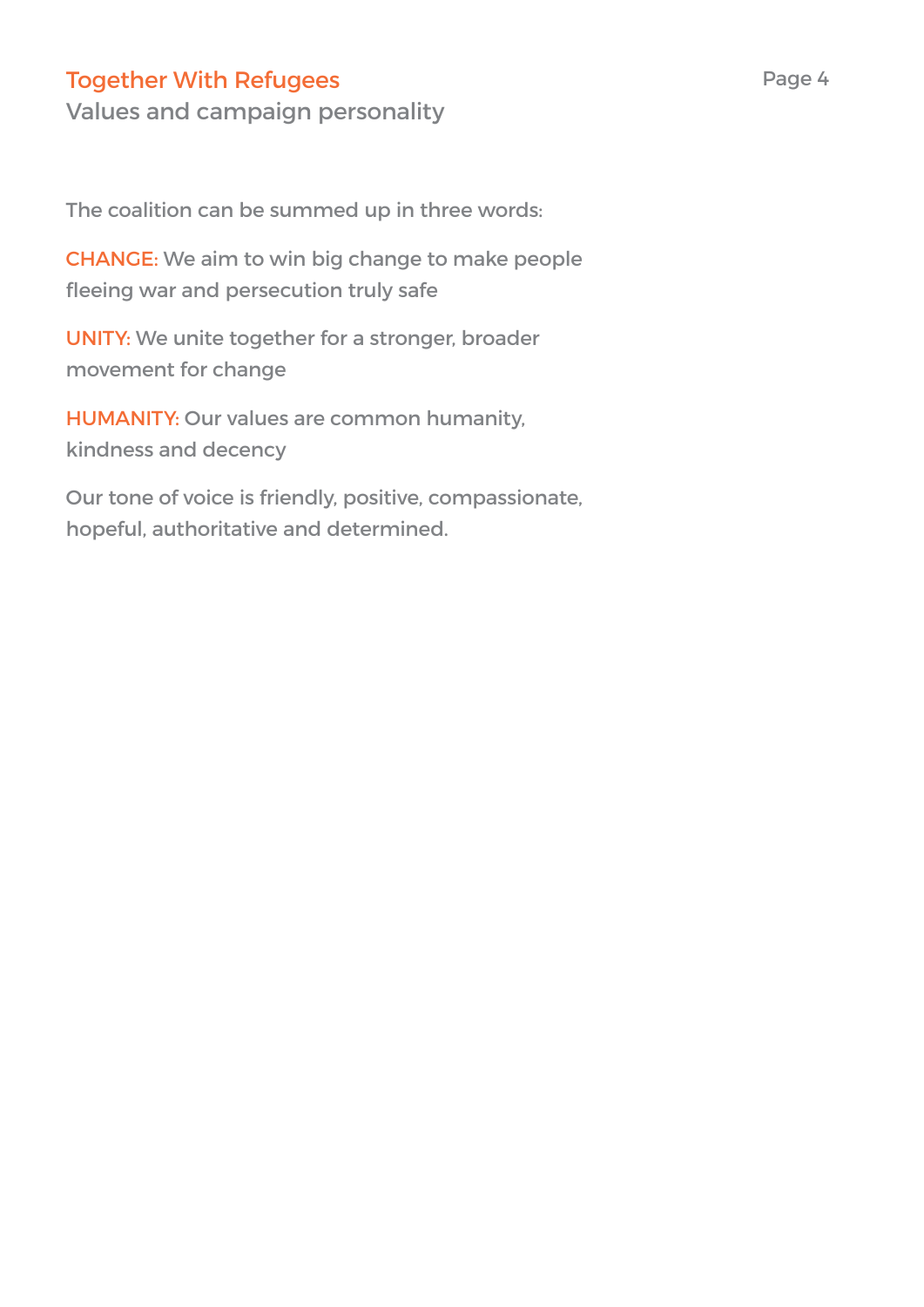# Together With Refugees

## Values and campaign personality

The coalition can be summed up in three words:

CHANGE: We aim to win big change to make people fleeing war and persecution truly safe

UNITY: We unite together for a stronger, broader movement for change

HUMANITY: Our values are common humanity, kindness and decency

Our tone of voice is friendly, positive, compassionate, hopeful, authoritative and determined.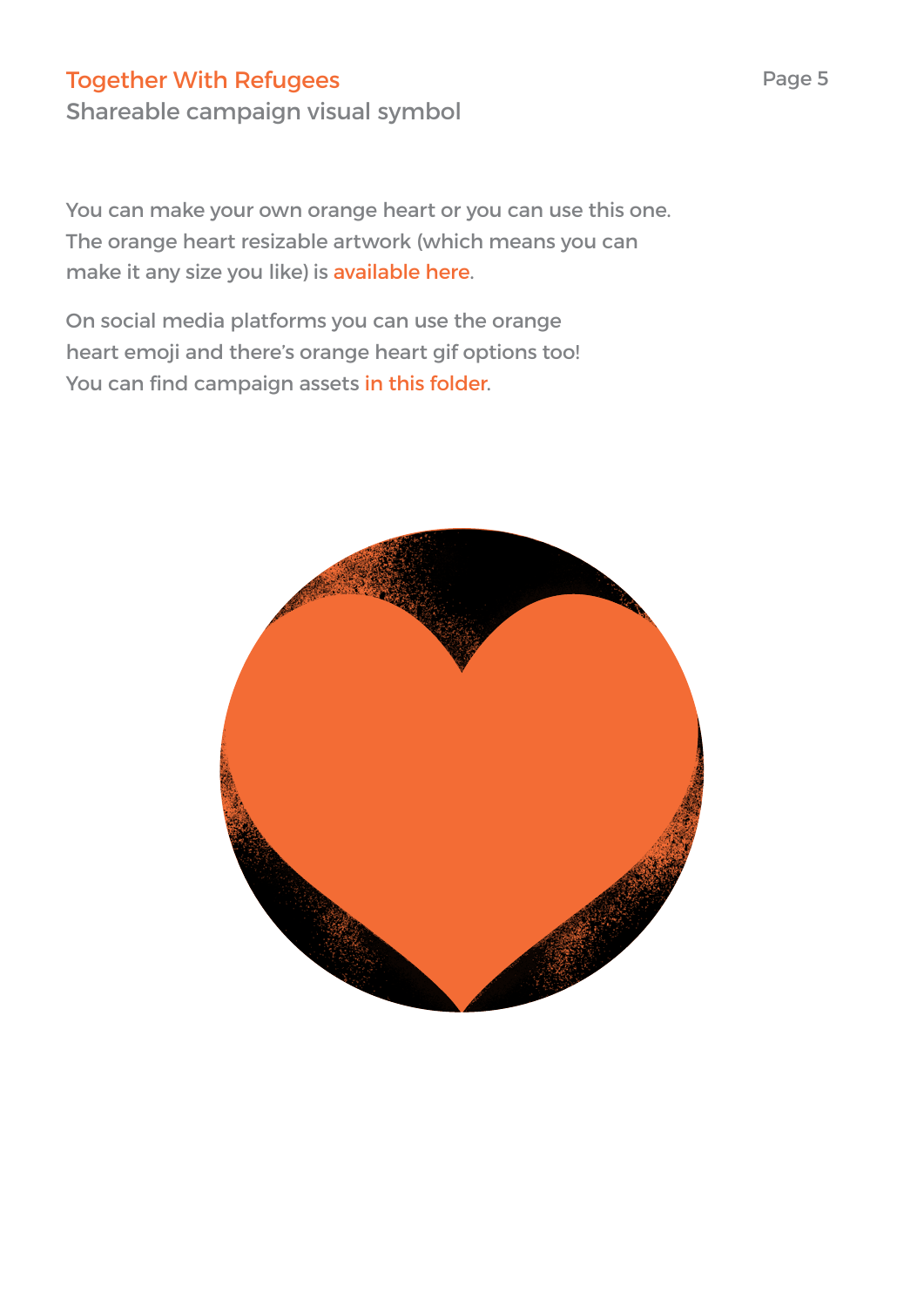## Together With Refugees

### Shareable campaign visual symbol

You can make your own orange heart or you can use this one. The orange heart resizable artwork (which means you can make it any size you like) is available here.

On social media platforms you can use the orange heart emoji and there's orange heart gif options too! You can find campaign assets in this folder.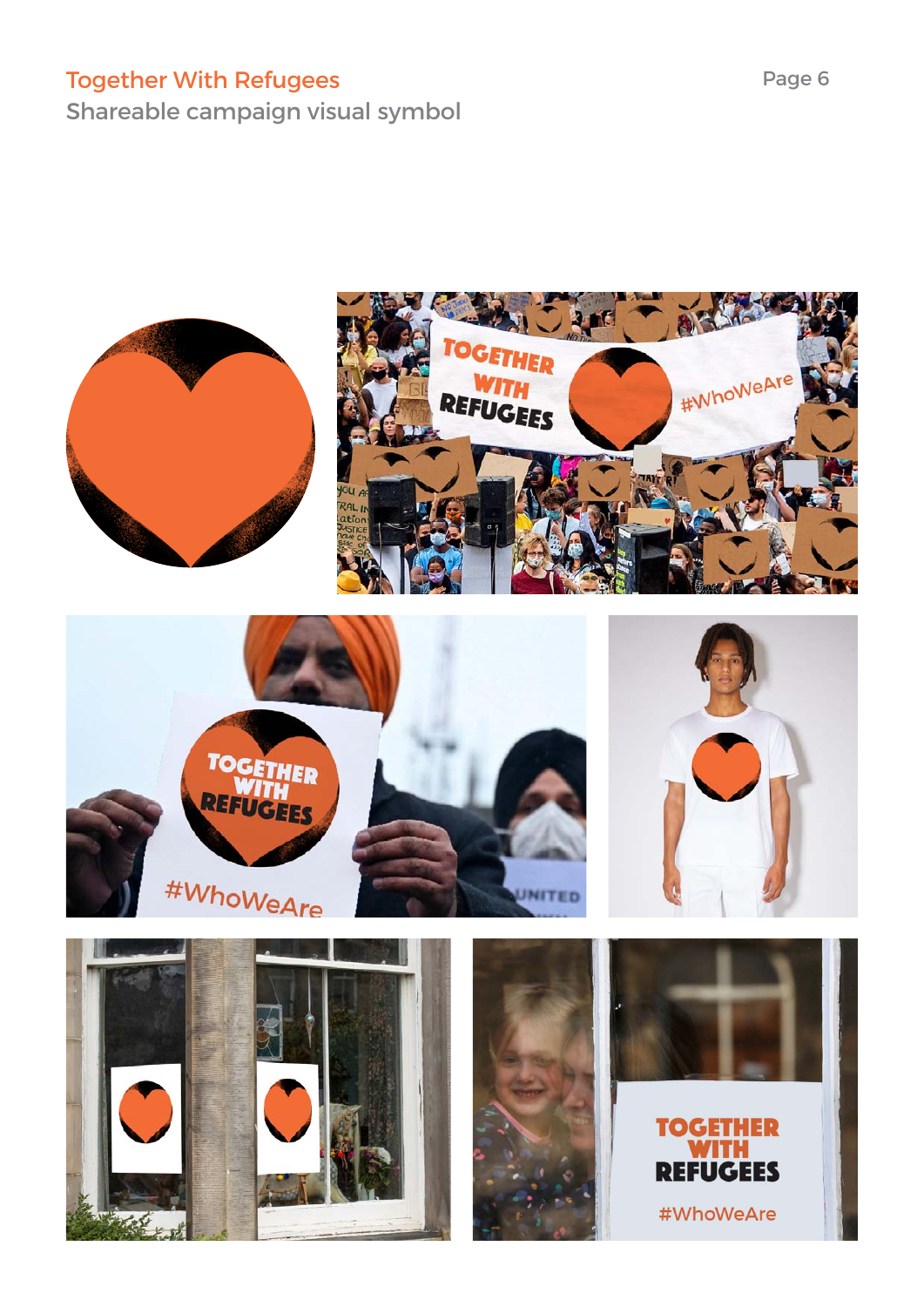# Together With Refugees

## Shareable campaign visual symbol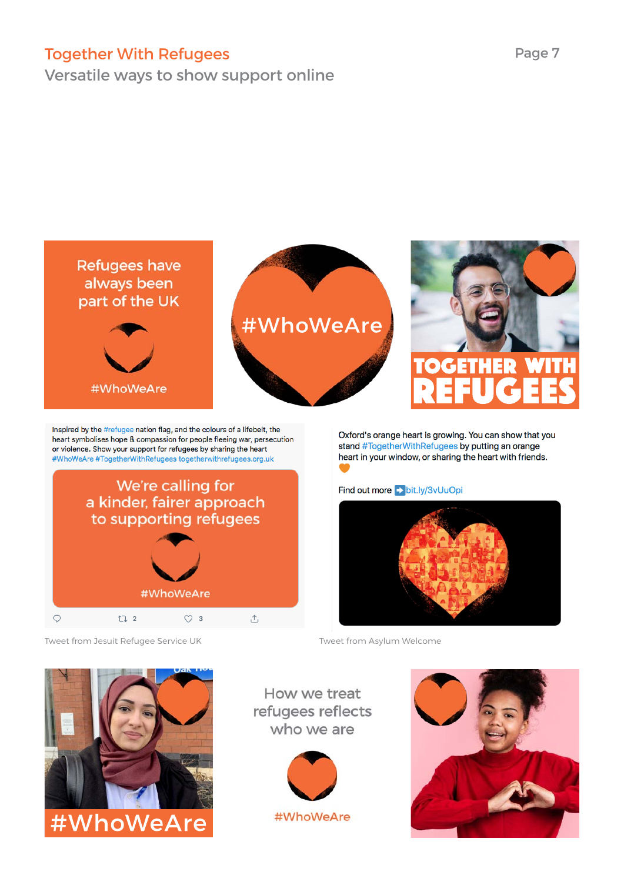# Together With Refugees

## Versatile ways to show support online

Refugees have always been part of the UK

#WhoWeAre

#WhoWeAre

TOGETHER WITH REFUGEES

Inspired by the #refugee nation flag, and the colours of a lifebelt, the heart symbolises hope & compassion for people fleeing war, persecution or violence. Show your support for refugees by sharing the heart #WhoWeAre #TogetherWithRefugees togetherwithrefugees.org.uk

We're calling for a kinder, fairer approach to supporting refugees

#WhoWeAre

Tweet from Jesuit Refugee Service UK

Oxford's orange heart is growing. You can show that you stand #TogetherWithRefugees by putting an orange heart in your window, or sharing the heart with friends.

Find out more bit.ly/3vUuOpi

Tweet from Asylum Welcome

#WhoWeAre

How we treat refugees reflects who we are

#WhoWeAre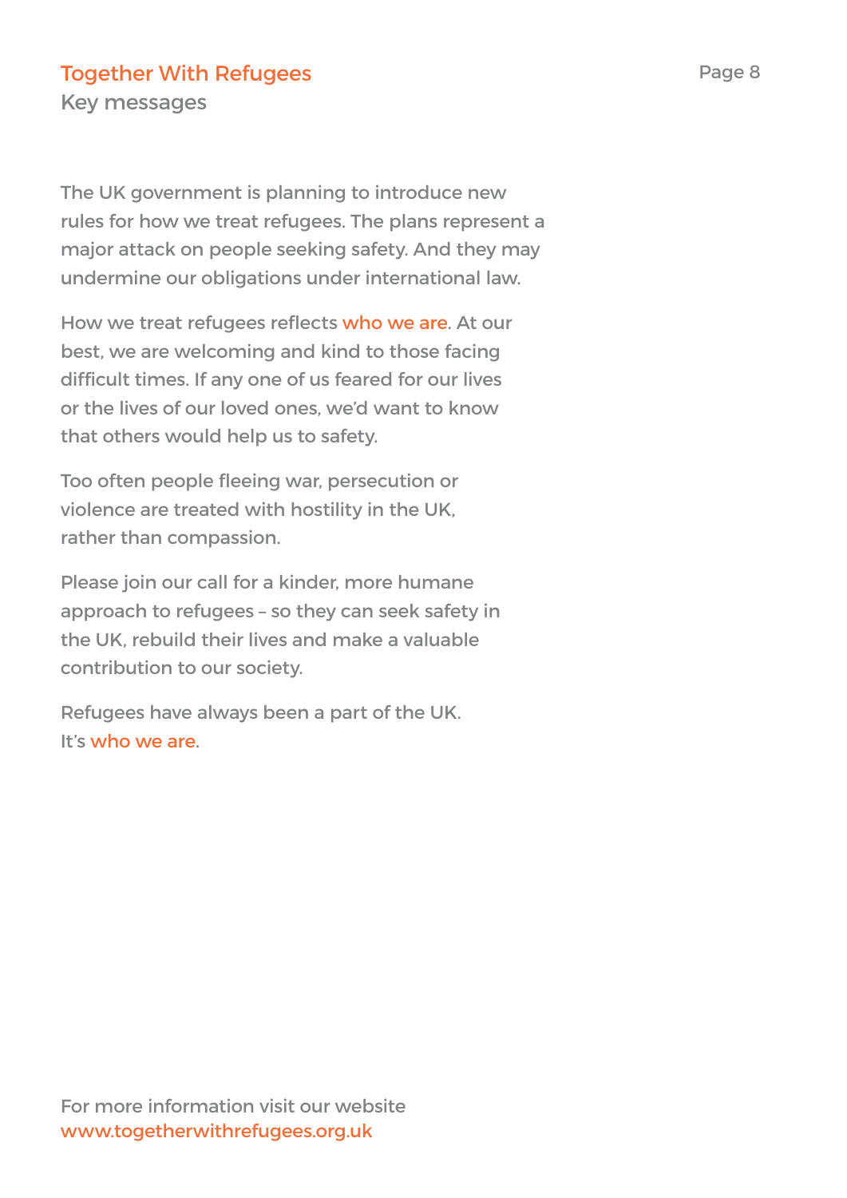# Together With Refugees

## Key messages

The UK government is planning to introduce new rules for how we treat refugees. The plans represent a major attack on people seeking safety. And they may undermine our obligations under international law.

How we treat refugees reflects who we are. At our best, we are welcoming and kind to those facing difficult times. If any one of us feared for our lives or the lives of our loved ones, we'd want to know that others would help us to safety.

Too often people fleeing war, persecution or violence are treated with hostility in the UK, rather than compassion.

Please join our call for a kinder, more humane approach to refugees – so they can seek safety in the UK, rebuild their lives and make a valuable contribution to our society.

Refugees have always been a part of the UK.
It's who we are.

For more information visit our website
www.togetherwithrefugees.org.uk